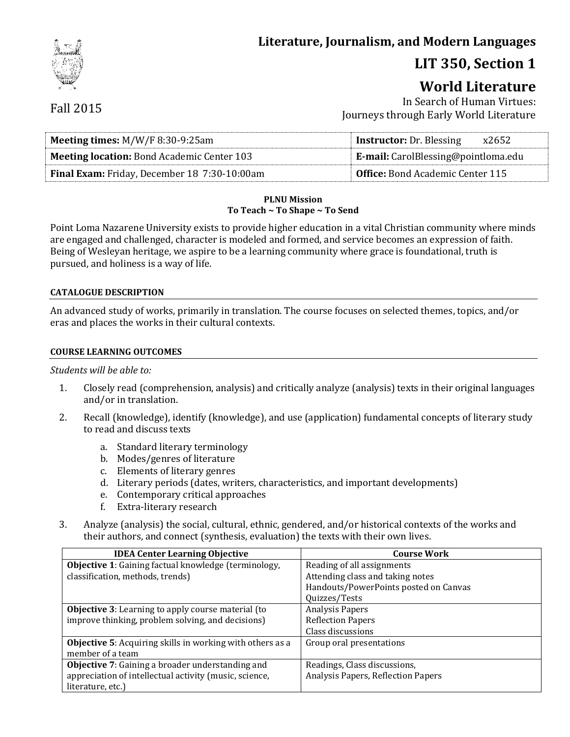# Literature, Journalism, and Modern Languages

## LIT 350, Section 1

## World Literature

In Search of Human Virtues:
Journeys through Early World Literature

Fall 2015

| **Meeting times:** M/W/F 8:30-9:25am | **Instructor:** Dr. Blessing x2652 |
|---|---|
| **Meeting location:** Bond Academic Center 103 | **E-mail:** CarolBlessing@pointloma.edu |
| **Final Exam:** Friday, December 18 7:30-10:00am | **Office:** Bond Academic Center 115 |

**PLNU Mission**
**To Teach ~ To Shape ~ To Send**

Point Loma Nazarene University exists to provide higher education in a vital Christian community where minds are engaged and challenged, character is modeled and formed, and service becomes an expression of faith. Being of Wesleyan heritage, we aspire to be a learning community where grace is foundational, truth is pursued, and holiness is a way of life.

#### CATALOGUE DESCRIPTION

An advanced study of works, primarily in translation. The course focuses on selected themes, topics, and/or eras and places the works in their cultural contexts.

#### COURSE LEARNING OUTCOMES

*Students will be able to:*

1. Closely read (comprehension, analysis) and critically analyze (analysis) texts in their original languages and/or in translation.
2. Recall (knowledge), identify (knowledge), and use (application) fundamental concepts of literary study to read and discuss texts
   a. Standard literary terminology
   b. Modes/genres of literature
   c. Elements of literary genres
   d. Literary periods (dates, writers, characteristics, and important developments)
   e. Contemporary critical approaches
   f. Extra-literary research
3. Analyze (analysis) the social, cultural, ethnic, gendered, and/or historical contexts of the works and their authors, and connect (synthesis, evaluation) the texts with their own lives.

| IDEA Center Learning Objective | Course Work |
|---|---|
| **Objective 1**: Gaining factual knowledge (terminology, classification, methods, trends) | Reading of all assignments<br>Attending class and taking notes<br>Handouts/PowerPoints posted on Canvas<br>Quizzes/Tests |
| **Objective 3**: Learning to apply course material (to improve thinking, problem solving, and decisions) | Analysis Papers<br>Reflection Papers<br>Class discussions |
| **Objective 5**: Acquiring skills in working with others as a member of a team | Group oral presentations |
| **Objective 7**: Gaining a broader understanding and appreciation of intellectual activity (music, science, literature, etc.) | Readings, Class discussions,<br>Analysis Papers, Reflection Papers |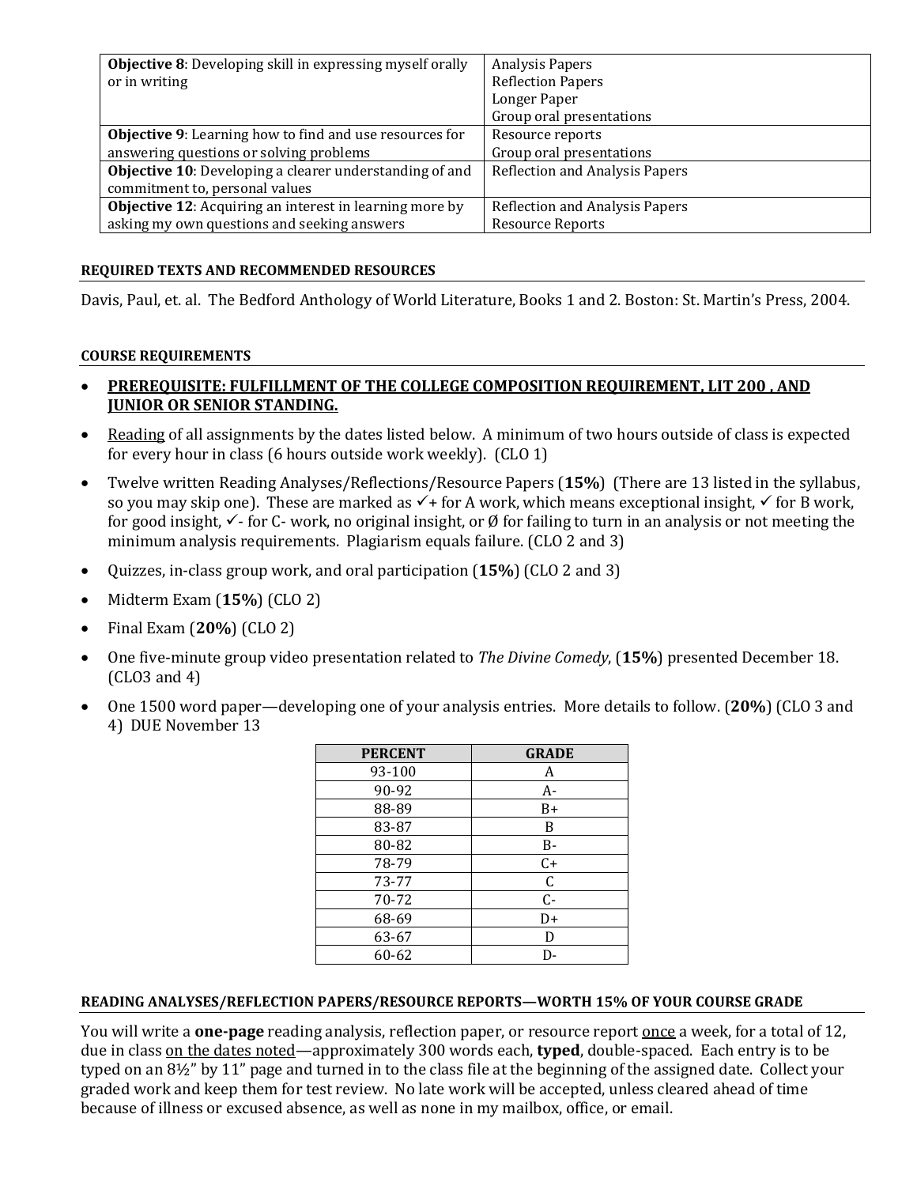| | |
|---|---|
| **Objective 8**: Developing skill in expressing myself orally or in writing | Analysis Papers<br>Reflection Papers<br>Longer Paper<br>Group oral presentations |
| **Objective 9**: Learning how to find and use resources for answering questions or solving problems | Resource reports<br>Group oral presentations |
| **Objective 10**: Developing a clearer understanding of and commitment to, personal values | Reflection and Analysis Papers |
| **Objective 12**: Acquiring an interest in learning more by asking my own questions and seeking answers | Reflection and Analysis Papers<br>Resource Reports |

#### REQUIRED TEXTS AND RECOMMENDED RESOURCES

Davis, Paul, et. al. The Bedford Anthology of World Literature, Books 1 and 2. Boston: St. Martin's Press, 2004.

#### COURSE REQUIREMENTS

- **PREREQUISITE: FULFILLMENT OF THE COLLEGE COMPOSITION REQUIREMENT, LIT 200 , AND JUNIOR OR SENIOR STANDING.**
- Reading of all assignments by the dates listed below. A minimum of two hours outside of class is expected for every hour in class (6 hours outside work weekly). (CLO 1)
- Twelve written Reading Analyses/Reflections/Resource Papers (**15%**) (There are 13 listed in the syllabus, so you may skip one). These are marked as ✓+ for A work, which means exceptional insight, ✓ for B work, for good insight, ✓- for C- work, no original insight, or Ø for failing to turn in an analysis or not meeting the minimum analysis requirements. Plagiarism equals failure. (CLO 2 and 3)
- Quizzes, in-class group work, and oral participation (**15%**) (CLO 2 and 3)
- Midterm Exam (**15%**) (CLO 2)
- Final Exam (**20%**) (CLO 2)
- One five-minute group video presentation related to *The Divine Comedy*, (**15%**) presented December 18. (CLO3 and 4)
- One 1500 word paper—developing one of your analysis entries. More details to follow. (**20%**) (CLO 3 and 4) DUE November 13

| PERCENT | GRADE |
|---|---|
| 93-100 | A |
| 90-92 | A- |
| 88-89 | B+ |
| 83-87 | B |
| 80-82 | B- |
| 78-79 | C+ |
| 73-77 | C |
| 70-72 | C- |
| 68-69 | D+ |
| 63-67 | D |
| 60-62 | D- |

#### READING ANALYSES/REFLECTION PAPERS/RESOURCE REPORTS—WORTH 15% OF YOUR COURSE GRADE

You will write a **one-page** reading analysis, reflection paper, or resource report once a week, for a total of 12, due in class on the dates noted—approximately 300 words each, **typed**, double-spaced. Each entry is to be typed on an 8½" by 11" page and turned in to the class file at the beginning of the assigned date. Collect your graded work and keep them for test review. No late work will be accepted, unless cleared ahead of time because of illness or excused absence, as well as none in my mailbox, office, or email.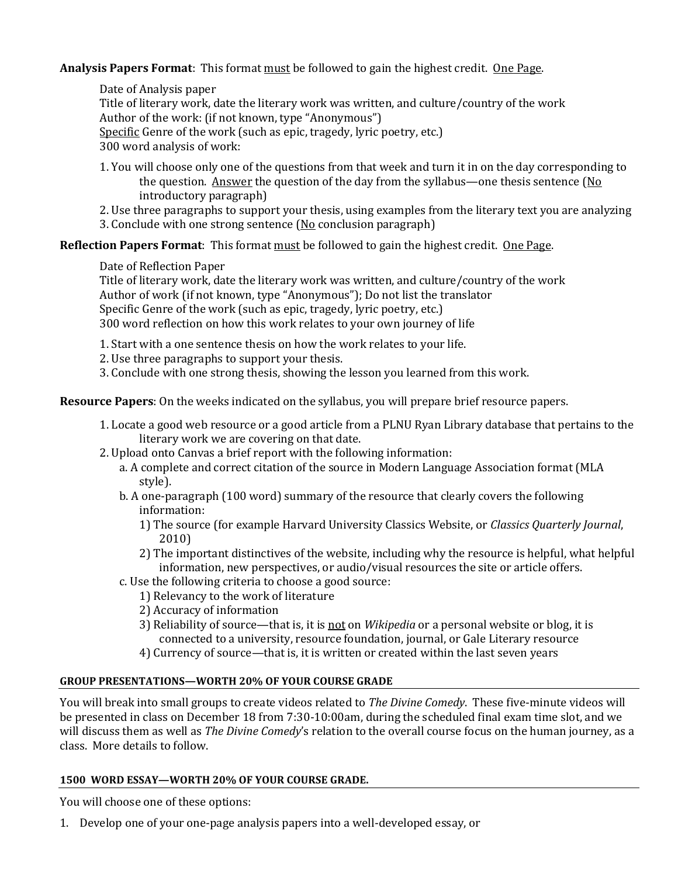**Analysis Papers Format**: This format must be followed to gain the highest credit. One Page.

Date of Analysis paper
Title of literary work, date the literary work was written, and culture/country of the work
Author of the work: (if not known, type "Anonymous")
Specific Genre of the work (such as epic, tragedy, lyric poetry, etc.)
300 word analysis of work:

1. You will choose only one of the questions from that week and turn it in on the day corresponding to the question. Answer the question of the day from the syllabus—one thesis sentence (No introductory paragraph)
2. Use three paragraphs to support your thesis, using examples from the literary text you are analyzing
3. Conclude with one strong sentence (No conclusion paragraph)

**Reflection Papers Format**: This format must be followed to gain the highest credit. One Page.

Date of Reflection Paper
Title of literary work, date the literary work was written, and culture/country of the work
Author of work (if not known, type "Anonymous"); Do not list the translator
Specific Genre of the work (such as epic, tragedy, lyric poetry, etc.)
300 word reflection on how this work relates to your own journey of life

1. Start with a one sentence thesis on how the work relates to your life.
2. Use three paragraphs to support your thesis.
3. Conclude with one strong thesis, showing the lesson you learned from this work.

**Resource Papers**: On the weeks indicated on the syllabus, you will prepare brief resource papers.

1. Locate a good web resource or a good article from a PLNU Ryan Library database that pertains to the literary work we are covering on that date.
2. Upload onto Canvas a brief report with the following information:
   a. A complete and correct citation of the source in Modern Language Association format (MLA style).
   b. A one-paragraph (100 word) summary of the resource that clearly covers the following information:
      1) The source (for example Harvard University Classics Website, or *Classics Quarterly Journal*, 2010)
      2) The important distinctives of the website, including why the resource is helpful, what helpful information, new perspectives, or audio/visual resources the site or article offers.
   c. Use the following criteria to choose a good source:
      1) Relevancy to the work of literature
      2) Accuracy of information
      3) Reliability of source—that is, it is not on *Wikipedia* or a personal website or blog, it is connected to a university, resource foundation, journal, or Gale Literary resource
      4) Currency of source—that is, it is written or created within the last seven years

### GROUP PRESENTATIONS—WORTH 20% OF YOUR COURSE GRADE

You will break into small groups to create videos related to *The Divine Comedy*. These five-minute videos will be presented in class on December 18 from 7:30-10:00am, during the scheduled final exam time slot, and we will discuss them as well as *The Divine Comedy*'s relation to the overall course focus on the human journey, as a class. More details to follow.

### 1500 WORD ESSAY—WORTH 20% OF YOUR COURSE GRADE.

You will choose one of these options:

1. Develop one of your one-page analysis papers into a well-developed essay, or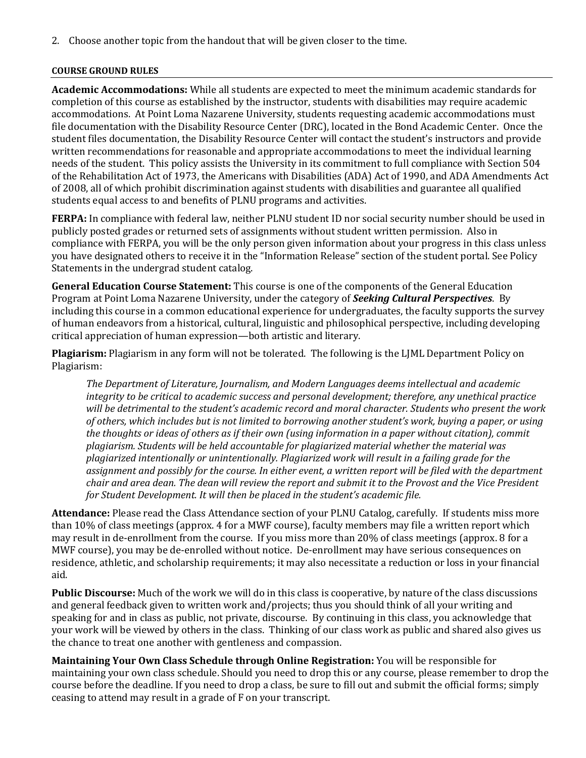2. Choose another topic from the handout that will be given closer to the time.

## COURSE GROUND RULES

**Academic Accommodations:** While all students are expected to meet the minimum academic standards for completion of this course as established by the instructor, students with disabilities may require academic accommodations. At Point Loma Nazarene University, students requesting academic accommodations must file documentation with the Disability Resource Center (DRC), located in the Bond Academic Center. Once the student files documentation, the Disability Resource Center will contact the student's instructors and provide written recommendations for reasonable and appropriate accommodations to meet the individual learning needs of the student. This policy assists the University in its commitment to full compliance with Section 504 of the Rehabilitation Act of 1973, the Americans with Disabilities (ADA) Act of 1990, and ADA Amendments Act of 2008, all of which prohibit discrimination against students with disabilities and guarantee all qualified students equal access to and benefits of PLNU programs and activities.

**FERPA:** In compliance with federal law, neither PLNU student ID nor social security number should be used in publicly posted grades or returned sets of assignments without student written permission. Also in compliance with FERPA, you will be the only person given information about your progress in this class unless you have designated others to receive it in the "Information Release" section of the student portal. See Policy Statements in the undergrad student catalog.

**General Education Course Statement:** This course is one of the components of the General Education Program at Point Loma Nazarene University, under the category of ***Seeking Cultural Perspectives***. By including this course in a common educational experience for undergraduates, the faculty supports the survey of human endeavors from a historical, cultural, linguistic and philosophical perspective, including developing critical appreciation of human expression—both artistic and literary.

**Plagiarism:** Plagiarism in any form will not be tolerated. The following is the LJML Department Policy on Plagiarism:

> *The Department of Literature, Journalism, and Modern Languages deems intellectual and academic integrity to be critical to academic success and personal development; therefore, any unethical practice will be detrimental to the student's academic record and moral character. Students who present the work of others, which includes but is not limited to borrowing another student's work, buying a paper, or using the thoughts or ideas of others as if their own (using information in a paper without citation), commit plagiarism. Students will be held accountable for plagiarized material whether the material was plagiarized intentionally or unintentionally. Plagiarized work will result in a failing grade for the assignment and possibly for the course. In either event, a written report will be filed with the department chair and area dean. The dean will review the report and submit it to the Provost and the Vice President for Student Development. It will then be placed in the student's academic file.*

**Attendance:** Please read the Class Attendance section of your PLNU Catalog, carefully. If students miss more than 10% of class meetings (approx. 4 for a MWF course), faculty members may file a written report which may result in de-enrollment from the course. If you miss more than 20% of class meetings (approx. 8 for a MWF course), you may be de-enrolled without notice. De-enrollment may have serious consequences on residence, athletic, and scholarship requirements; it may also necessitate a reduction or loss in your financial aid.

**Public Discourse:** Much of the work we will do in this class is cooperative, by nature of the class discussions and general feedback given to written work and/projects; thus you should think of all your writing and speaking for and in class as public, not private, discourse. By continuing in this class, you acknowledge that your work will be viewed by others in the class. Thinking of our class work as public and shared also gives us the chance to treat one another with gentleness and compassion.

**Maintaining Your Own Class Schedule through Online Registration:** You will be responsible for maintaining your own class schedule. Should you need to drop this or any course, please remember to drop the course before the deadline. If you need to drop a class, be sure to fill out and submit the official forms; simply ceasing to attend may result in a grade of F on your transcript.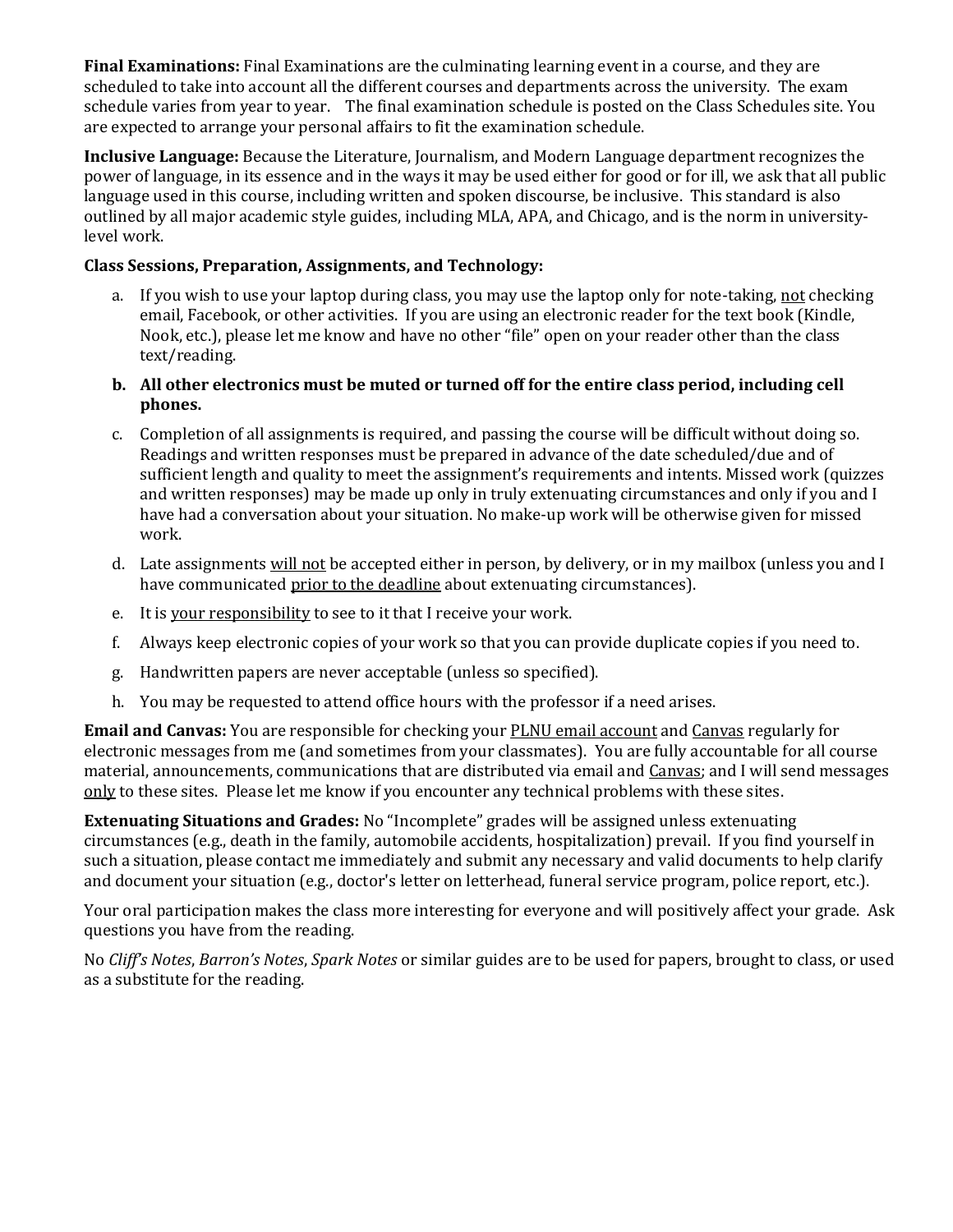**Final Examinations:** Final Examinations are the culminating learning event in a course, and they are scheduled to take into account all the different courses and departments across the university. The exam schedule varies from year to year. The final examination schedule is posted on the Class Schedules site. You are expected to arrange your personal affairs to fit the examination schedule.

**Inclusive Language:** Because the Literature, Journalism, and Modern Language department recognizes the power of language, in its essence and in the ways it may be used either for good or for ill, we ask that all public language used in this course, including written and spoken discourse, be inclusive. This standard is also outlined by all major academic style guides, including MLA, APA, and Chicago, and is the norm in university-level work.

**Class Sessions, Preparation, Assignments, and Technology:**

a. If you wish to use your laptop during class, you may use the laptop only for note-taking, <u>not</u> checking email, Facebook, or other activities. If you are using an electronic reader for the text book (Kindle, Nook, etc.), please let me know and have no other "file" open on your reader other than the class text/reading.

b. **All other electronics must be muted or turned off for the entire class period, including cell phones.**

c. Completion of all assignments is required, and passing the course will be difficult without doing so. Readings and written responses must be prepared in advance of the date scheduled/due and of sufficient length and quality to meet the assignment's requirements and intents. Missed work (quizzes and written responses) may be made up only in truly extenuating circumstances and only if you and I have had a conversation about your situation. No make-up work will be otherwise given for missed work.

d. Late assignments <u>will not</u> be accepted either in person, by delivery, or in my mailbox (unless you and I have communicated <u>prior to the deadline</u> about extenuating circumstances).

e. It is <u>your responsibility</u> to see to it that I receive your work.

f. Always keep electronic copies of your work so that you can provide duplicate copies if you need to.

g. Handwritten papers are never acceptable (unless so specified).

h. You may be requested to attend office hours with the professor if a need arises.

**Email and Canvas:** You are responsible for checking your <u>PLNU email account</u> and <u>Canvas</u> regularly for electronic messages from me (and sometimes from your classmates). You are fully accountable for all course material, announcements, communications that are distributed via email and <u>Canvas</u>; and I will send messages <u>only</u> to these sites. Please let me know if you encounter any technical problems with these sites.

**Extenuating Situations and Grades:** No "Incomplete" grades will be assigned unless extenuating circumstances (e.g., death in the family, automobile accidents, hospitalization) prevail. If you find yourself in such a situation, please contact me immediately and submit any necessary and valid documents to help clarify and document your situation (e.g., doctor's letter on letterhead, funeral service program, police report, etc.).

Your oral participation makes the class more interesting for everyone and will positively affect your grade. Ask questions you have from the reading.

No *Cliff's Notes*, *Barron's Notes*, *Spark Notes* or similar guides are to be used for papers, brought to class, or used as a substitute for the reading.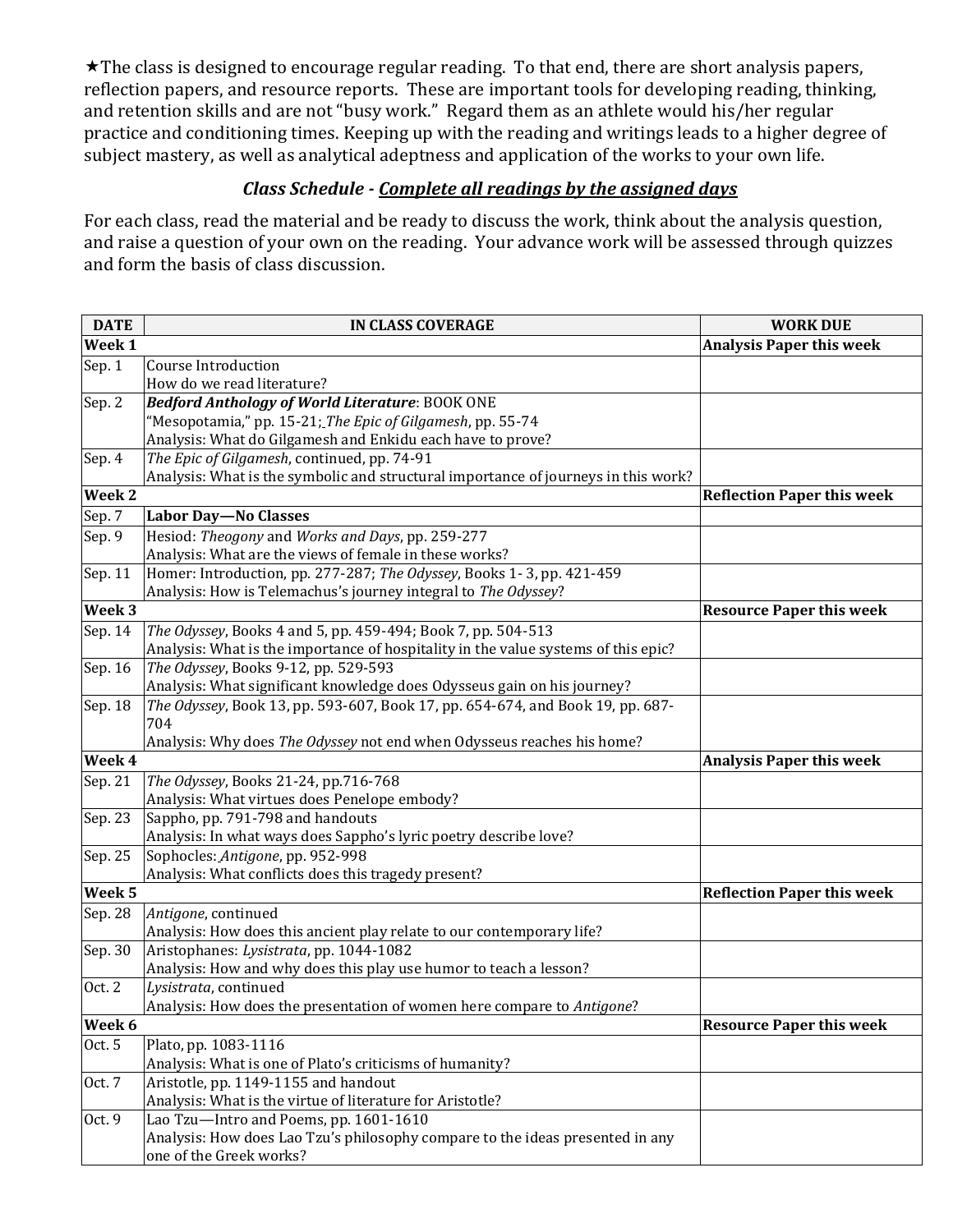★The class is designed to encourage regular reading. To that end, there are short analysis papers, reflection papers, and resource reports. These are important tools for developing reading, thinking, and retention skills and are not "busy work." Regard them as an athlete would his/her regular practice and conditioning times. Keeping up with the reading and writings leads to a higher degree of subject mastery, as well as analytical adeptness and application of the works to your own life.

### *Class Schedule - Complete all readings by the assigned days*

For each class, read the material and be ready to discuss the work, think about the analysis question, and raise a question of your own on the reading. Your advance work will be assessed through quizzes and form the basis of class discussion.

| DATE | IN CLASS COVERAGE | WORK DUE |
|---|---|---|
| **Week 1** | | **Analysis Paper this week** |
| Sep. 1 | Course Introduction<br>How do we read literature? | |
| Sep. 2 | ***Bedford Anthology of World Literature***: BOOK ONE<br>"Mesopotamia," pp. 15-21; *The Epic of Gilgamesh*, pp. 55-74<br>Analysis: What do Gilgamesh and Enkidu each have to prove? | |
| Sep. 4 | *The Epic of Gilgamesh*, continued, pp. 74-91<br>Analysis: What is the symbolic and structural importance of journeys in this work? | |
| **Week 2** | | **Reflection Paper this week** |
| Sep. 7 | **Labor Day—No Classes** | |
| Sep. 9 | Hesiod: *Theogony* and *Works and Days*, pp. 259-277<br>Analysis: What are the views of female in these works? | |
| Sep. 11 | Homer: Introduction, pp. 277-287; *The Odyssey*, Books 1- 3, pp. 421-459<br>Analysis: How is Telemachus's journey integral to *The Odyssey*? | |
| **Week 3** | | **Resource Paper this week** |
| Sep. 14 | *The Odyssey*, Books 4 and 5, pp. 459-494; Book 7, pp. 504-513<br>Analysis: What is the importance of hospitality in the value systems of this epic? | |
| Sep. 16 | *The Odyssey*, Books 9-12, pp. 529-593<br>Analysis: What significant knowledge does Odysseus gain on his journey? | |
| Sep. 18 | *The Odyssey*, Book 13, pp. 593-607, Book 17, pp. 654-674, and Book 19, pp. 687-704<br>Analysis: Why does *The Odyssey* not end when Odysseus reaches his home? | |
| **Week 4** | | **Analysis Paper this week** |
| Sep. 21 | *The Odyssey*, Books 21-24, pp.716-768<br>Analysis: What virtues does Penelope embody? | |
| Sep. 23 | Sappho, pp. 791-798 and handouts<br>Analysis: In what ways does Sappho's lyric poetry describe love? | |
| Sep. 25 | Sophocles: *Antigone*, pp. 952-998<br>Analysis: What conflicts does this tragedy present? | |
| **Week 5** | | **Reflection Paper this week** |
| Sep. 28 | *Antigone*, continued<br>Analysis: How does this ancient play relate to our contemporary life? | |
| Sep. 30 | Aristophanes: *Lysistrata*, pp. 1044-1082<br>Analysis: How and why does this play use humor to teach a lesson? | |
| Oct. 2 | *Lysistrata*, continued<br>Analysis: How does the presentation of women here compare to *Antigone*? | |
| **Week 6** | | **Resource Paper this week** |
| Oct. 5 | Plato, pp. 1083-1116<br>Analysis: What is one of Plato's criticisms of humanity? | |
| Oct. 7 | Aristotle, pp. 1149-1155 and handout<br>Analysis: What is the virtue of literature for Aristotle? | |
| Oct. 9 | Lao Tzu—Intro and Poems, pp. 1601-1610<br>Analysis: How does Lao Tzu's philosophy compare to the ideas presented in any one of the Greek works? | |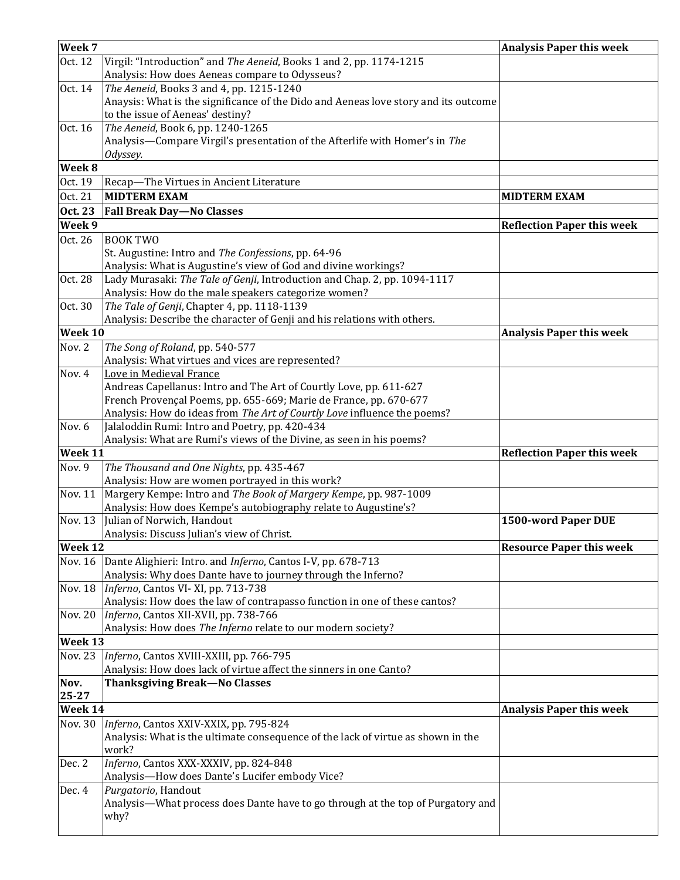| Week 7 | | Analysis Paper this week |
|---|---|---|
| Oct. 12 | Virgil: "Introduction" and *The Aeneid*, Books 1 and 2, pp. 1174-1215<br>Analysis: How does Aeneas compare to Odysseus? | |
| Oct. 14 | *The Aeneid*, Books 3 and 4, pp. 1215-1240<br>Anaysis: What is the significance of the Dido and Aeneas love story and its outcome to the issue of Aeneas' destiny? | |
| Oct. 16 | *The Aeneid*, Book 6, pp. 1240-1265<br>Analysis—Compare Virgil's presentation of the Afterlife with Homer's in *The Odyssey.* | |
| **Week 8** | | |
| Oct. 19 | Recap—The Virtues in Ancient Literature | |
| Oct. 21 | **MIDTERM EXAM** | **MIDTERM EXAM** |
| **Oct. 23** | **Fall Break Day—No Classes** | |
| **Week 9** | | **Reflection Paper this week** |
| Oct. 26 | BOOK TWO<br>St. Augustine: Intro and *The Confessions*, pp. 64-96<br>Analysis: What is Augustine's view of God and divine workings? | |
| Oct. 28 | Lady Murasaki: *The Tale of Genji*, Introduction and Chap. 2, pp. 1094-1117<br>Analysis: How do the male speakers categorize women? | |
| Oct. 30 | *The Tale of Genji*, Chapter 4, pp. 1118-1139<br>Analysis: Describe the character of Genji and his relations with others. | |
| **Week 10** | | **Analysis Paper this week** |
| Nov. 2 | *The Song of Roland*, pp. 540-577<br>Analysis: What virtues and vices are represented? | |
| Nov. 4 | <u>Love in Medieval France</u><br>Andreas Capellanus: Intro and The Art of Courtly Love, pp. 611-627<br>French Provençal Poems, pp. 655-669; Marie de France, pp. 670-677<br>Analysis: How do ideas from *The Art of Courtly Love* influence the poems? | |
| Nov. 6 | Jalaloddin Rumi: Intro and Poetry, pp. 420-434<br>Analysis: What are Rumi's views of the Divine, as seen in his poems? | |
| **Week 11** | | **Reflection Paper this week** |
| Nov. 9 | *The Thousand and One Nights*, pp. 435-467<br>Analysis: How are women portrayed in this work? | |
| Nov. 11 | Margery Kempe: Intro and *The Book of Margery Kempe*, pp. 987-1009<br>Analysis: How does Kempe's autobiography relate to Augustine's? | |
| Nov. 13 | Julian of Norwich, Handout<br>Analysis: Discuss Julian's view of Christ. | **1500-word Paper DUE** |
| **Week 12** | | **Resource Paper this week** |
| Nov. 16 | Dante Alighieri: Intro. and *Inferno*, Cantos I-V, pp. 678-713<br>Analysis: Why does Dante have to journey through the Inferno? | |
| Nov. 18 | *Inferno*, Cantos VI- XI, pp. 713-738<br>Analysis: How does the law of contrapasso function in one of these cantos? | |
| Nov. 20 | *Inferno*, Cantos XII-XVII, pp. 738-766<br>Analysis: How does *The Inferno* relate to our modern society? | |
| **Week 13** | | |
| Nov. 23 | *Inferno*, Cantos XVIII-XXIII, pp. 766-795<br>Analysis: How does lack of virtue affect the sinners in one Canto? | |
| **Nov. 25-27** | **Thanksgiving Break—No Classes** | |
| **Week 14** | | **Analysis Paper this week** |
| Nov. 30 | *Inferno*, Cantos XXIV-XXIX, pp. 795-824<br>Analysis: What is the ultimate consequence of the lack of virtue as shown in the work? | |
| Dec. 2 | *Inferno*, Cantos XXX-XXXIV, pp. 824-848<br>Analysis—How does Dante's Lucifer embody Vice? | |
| Dec. 4 | *Purgatorio*, Handout<br>Analysis—What process does Dante have to go through at the top of Purgatory and why? | |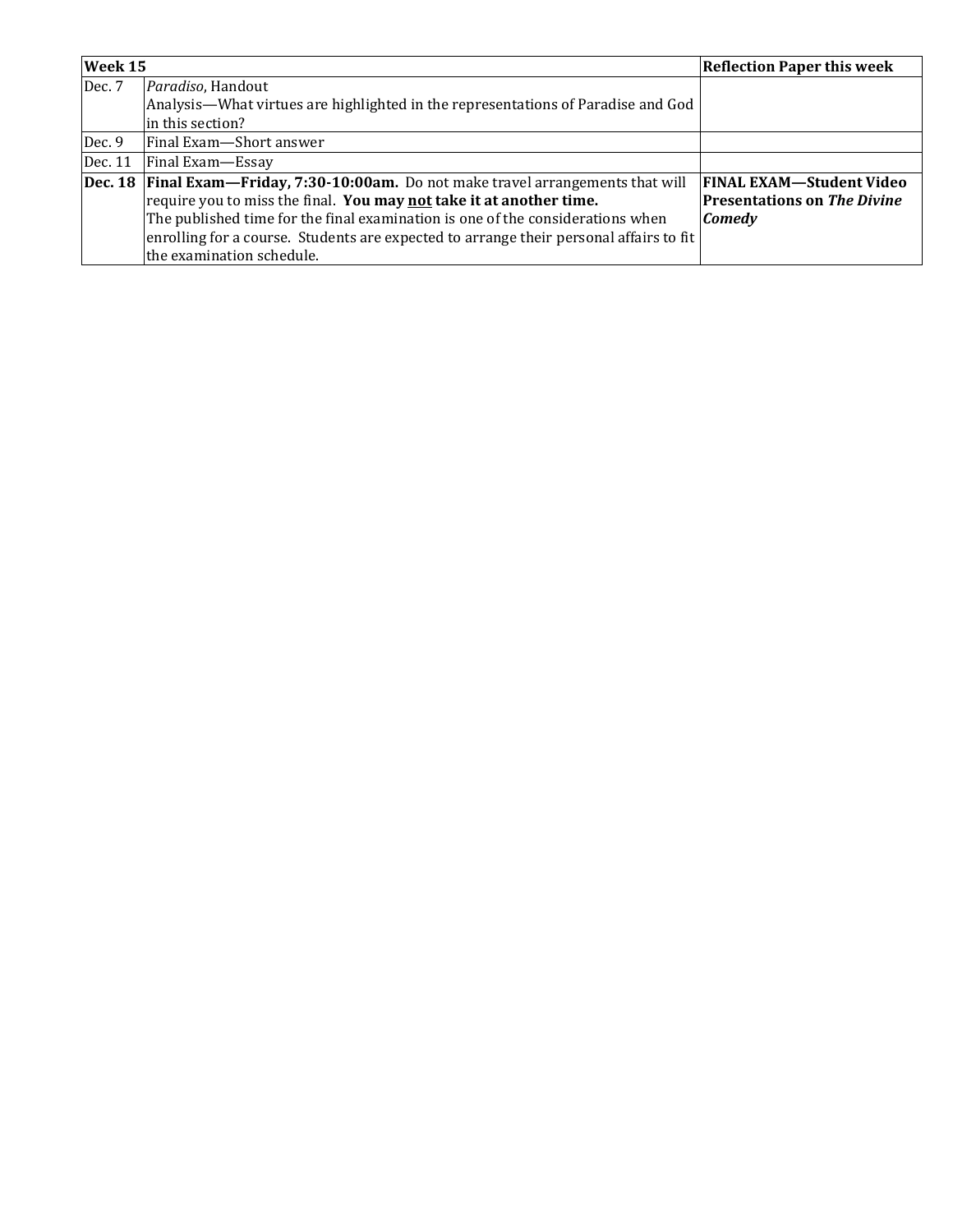| **Week 15** | | **Reflection Paper this week** |
|---|---|---|
| Dec. 7 | *Paradiso*, Handout<br>Analysis—What virtues are highlighted in the representations of Paradise and God in this section? | |
| Dec. 9 | Final Exam—Short answer | |
| Dec. 11 | Final Exam—Essay | |
| **Dec. 18** | **Final Exam—Friday, 7:30-10:00am.** Do not make travel arrangements that will require you to miss the final. **You may <u>not</u> take it at another time.**<br>The published time for the final examination is one of the considerations when enrolling for a course. Students are expected to arrange their personal affairs to fit the examination schedule. | **FINAL EXAM—Student Video Presentations on *The Divine Comedy*** |